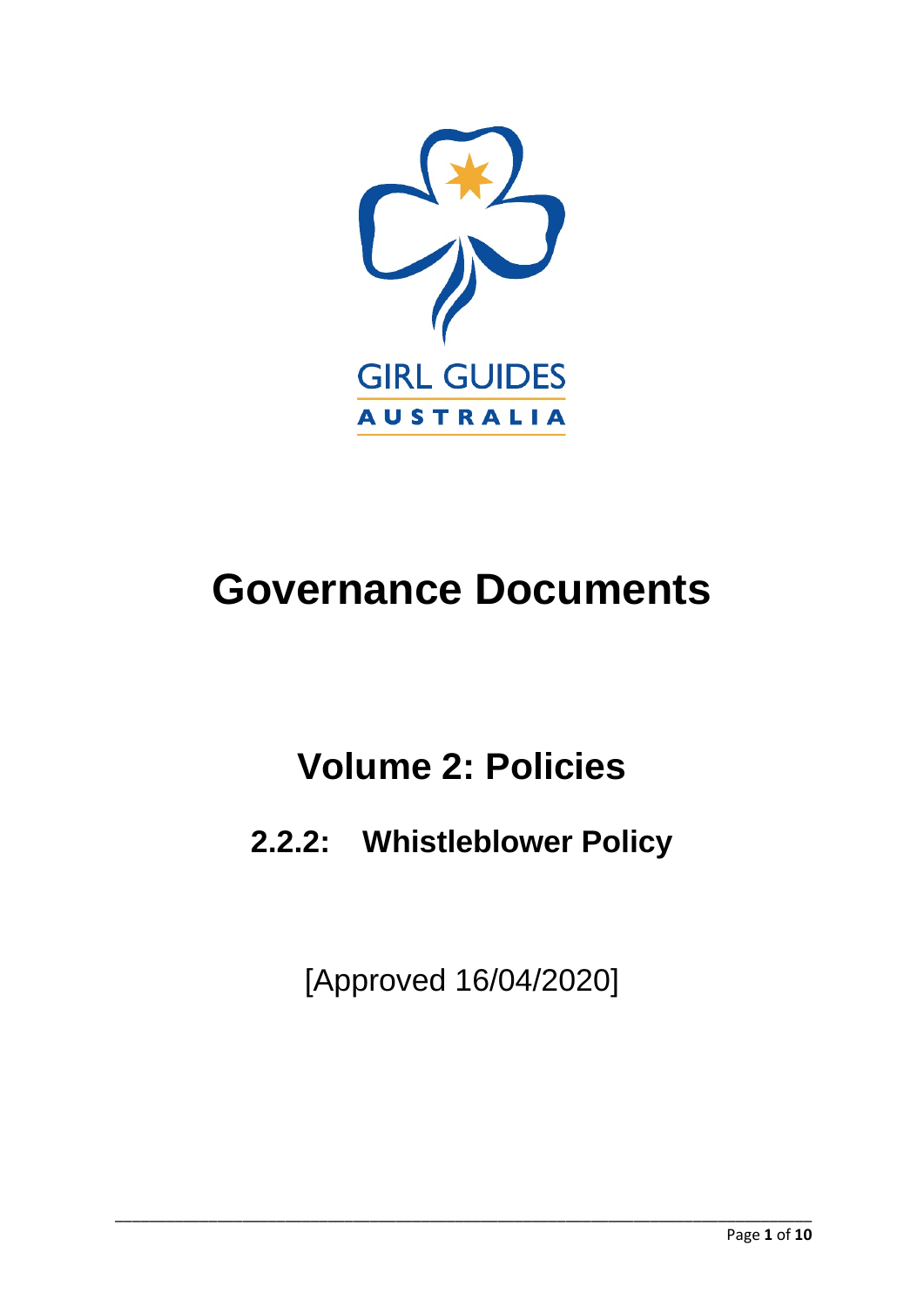GIRL GUIDES
AUSTRALIA

# Governance Documents

## Volume 2: Policies

### 2.2.2: Whistleblower Policy

[Approved 16/04/2020]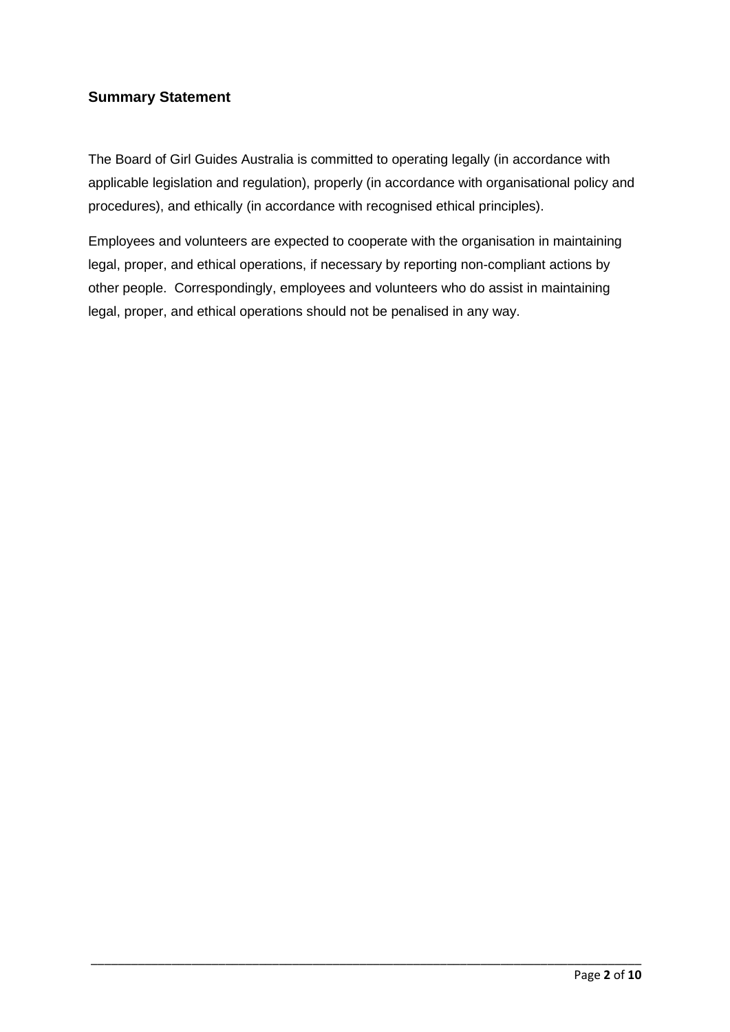## Summary Statement

The Board of Girl Guides Australia is committed to operating legally (in accordance with applicable legislation and regulation), properly (in accordance with organisational policy and procedures), and ethically (in accordance with recognised ethical principles).

Employees and volunteers are expected to cooperate with the organisation in maintaining legal, proper, and ethical operations, if necessary by reporting non-compliant actions by other people. Correspondingly, employees and volunteers who do assist in maintaining legal, proper, and ethical operations should not be penalised in any way.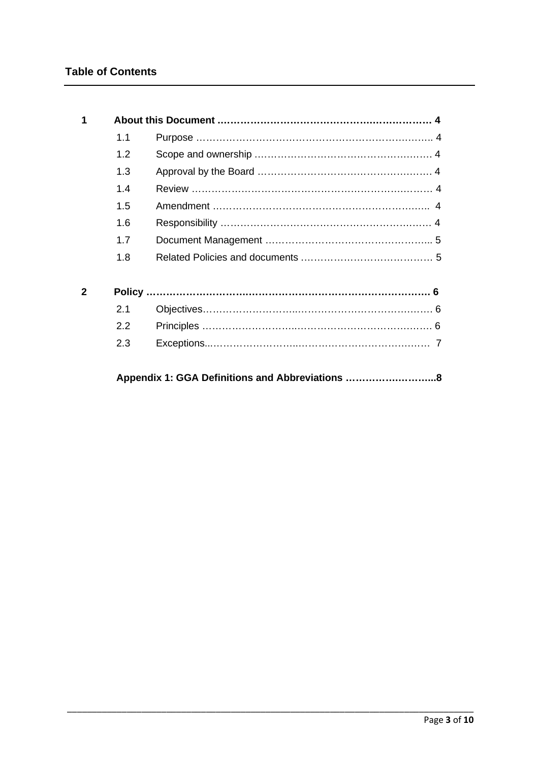## Table of Contents

**1 About this Document ........................................................ 4**

- 1.1 Purpose ........................................................ 4
- 1.2 Scope and ownership ........................................................ 4
- 1.3 Approval by the Board ........................................................ 4
- 1.4 Review ........................................................ 4
- 1.5 Amendment ........................................................ 4
- 1.6 Responsibility ........................................................ 4
- 1.7 Document Management ........................................................ 5
- 1.8 Related Policies and documents ........................................................ 5

**2 Policy ........................................................ 6**

- 2.1 Objectives........................................................ 6
- 2.2 Principles ........................................................ 6
- 2.3 Exceptions........................................................ 7

**Appendix 1: GGA Definitions and Abbreviations ........................................................8**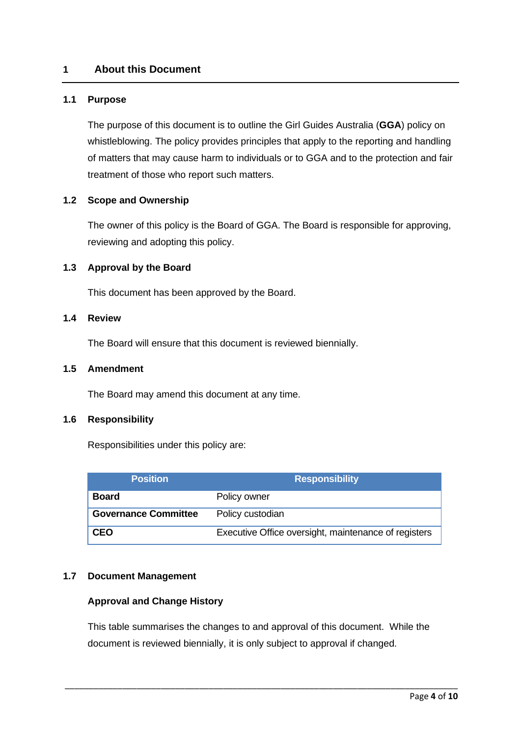# 1 About this Document

## 1.1 Purpose

The purpose of this document is to outline the Girl Guides Australia (**GGA**) policy on whistleblowing. The policy provides principles that apply to the reporting and handling of matters that may cause harm to individuals or to GGA and to the protection and fair treatment of those who report such matters.

## 1.2 Scope and Ownership

The owner of this policy is the Board of GGA. The Board is responsible for approving, reviewing and adopting this policy.

## 1.3 Approval by the Board

This document has been approved by the Board.

## 1.4 Review

The Board will ensure that this document is reviewed biennially.

## 1.5 Amendment

The Board may amend this document at any time.

## 1.6 Responsibility

Responsibilities under this policy are:

| Position | Responsibility |
| --- | --- |
| **Board** | Policy owner |
| **Governance Committee** | Policy custodian |
| **CEO** | Executive Office oversight, maintenance of registers |

## 1.7 Document Management

### Approval and Change History

This table summarises the changes to and approval of this document. While the document is reviewed biennially, it is only subject to approval if changed.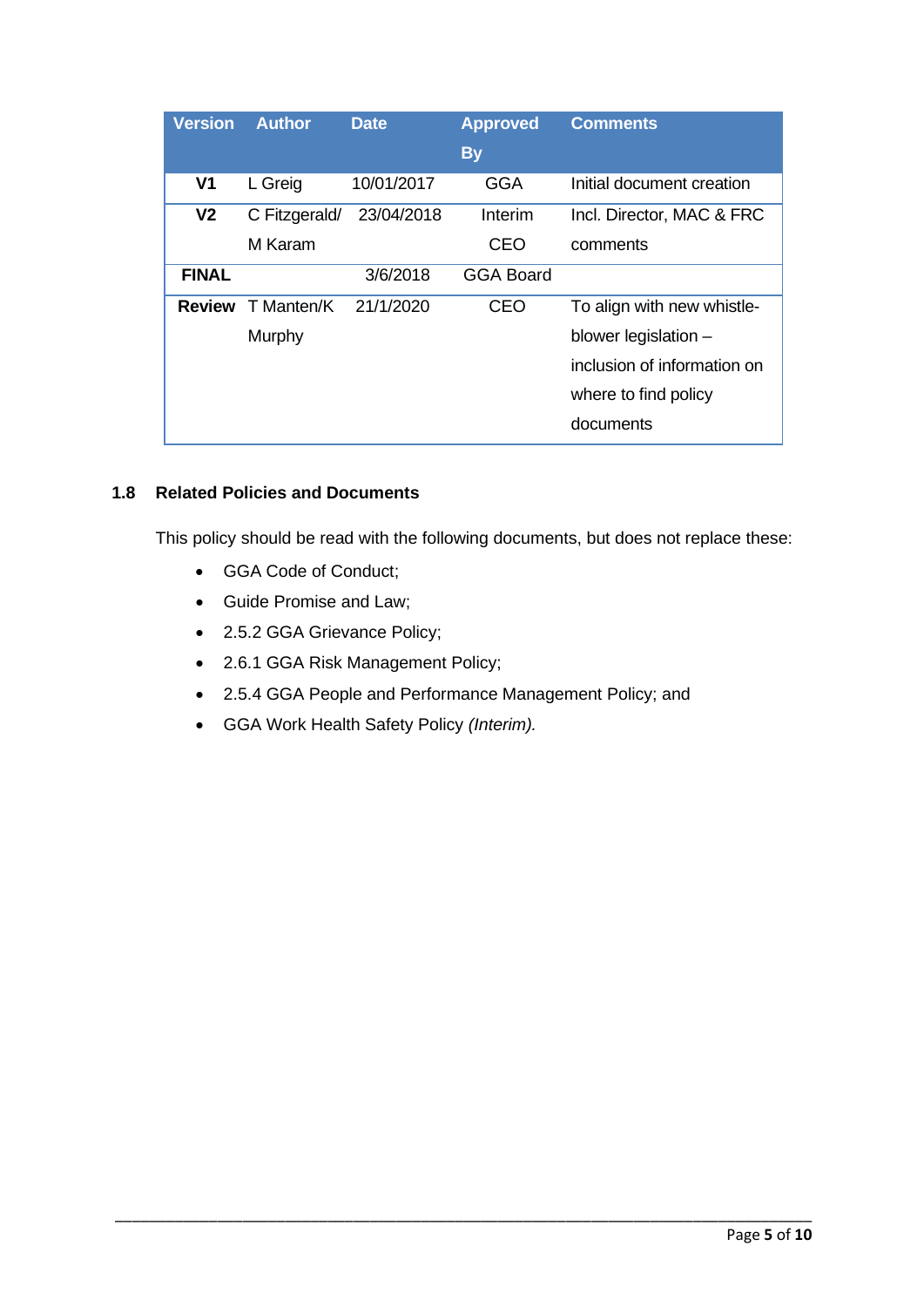| Version | Author | Date | Approved By | Comments |
|---|---|---|---|---|
| **V1** | L Greig | 10/01/2017 | GGA | Initial document creation |
| **V2** | C Fitzgerald/ M Karam | 23/04/2018 | Interim CEO | Incl. Director, MAC & FRC comments |
| **FINAL** | | 3/6/2018 | GGA Board | |
| **Review** | T Manten/K Murphy | 21/1/2020 | CEO | To align with new whistle-blower legislation – inclusion of information on where to find policy documents |

### 1.8 Related Policies and Documents

This policy should be read with the following documents, but does not replace these:

- GGA Code of Conduct;
- Guide Promise and Law;
- 2.5.2 GGA Grievance Policy;
- 2.6.1 GGA Risk Management Policy;
- 2.5.4 GGA People and Performance Management Policy; and
- GGA Work Health Safety Policy *(Interim).*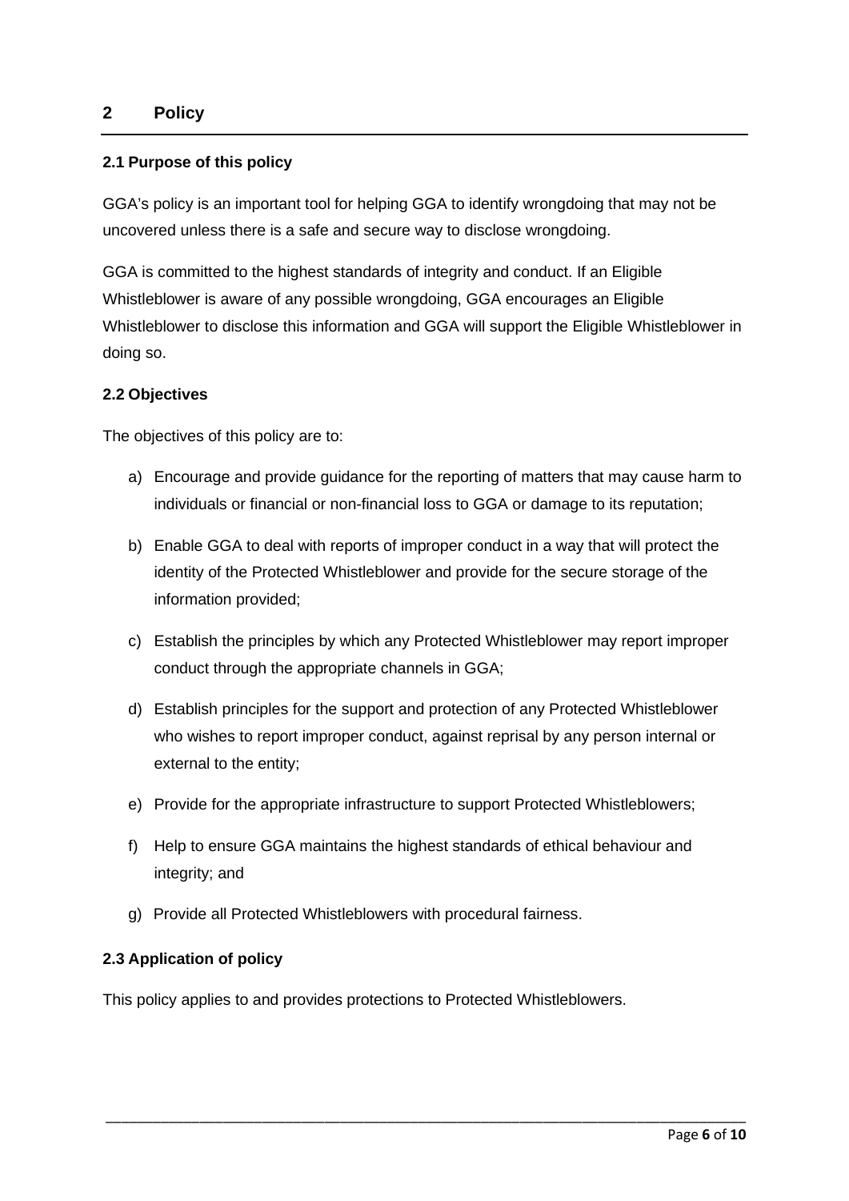## 2 Policy

### 2.1 Purpose of this policy

GGA's policy is an important tool for helping GGA to identify wrongdoing that may not be uncovered unless there is a safe and secure way to disclose wrongdoing.

GGA is committed to the highest standards of integrity and conduct. If an Eligible Whistleblower is aware of any possible wrongdoing, GGA encourages an Eligible Whistleblower to disclose this information and GGA will support the Eligible Whistleblower in doing so.

### 2.2 Objectives

The objectives of this policy are to:

a) Encourage and provide guidance for the reporting of matters that may cause harm to individuals or financial or non-financial loss to GGA or damage to its reputation;

b) Enable GGA to deal with reports of improper conduct in a way that will protect the identity of the Protected Whistleblower and provide for the secure storage of the information provided;

c) Establish the principles by which any Protected Whistleblower may report improper conduct through the appropriate channels in GGA;

d) Establish principles for the support and protection of any Protected Whistleblower who wishes to report improper conduct, against reprisal by any person internal or external to the entity;

e) Provide for the appropriate infrastructure to support Protected Whistleblowers;

f) Help to ensure GGA maintains the highest standards of ethical behaviour and integrity; and

g) Provide all Protected Whistleblowers with procedural fairness.

### 2.3 Application of policy

This policy applies to and provides protections to Protected Whistleblowers.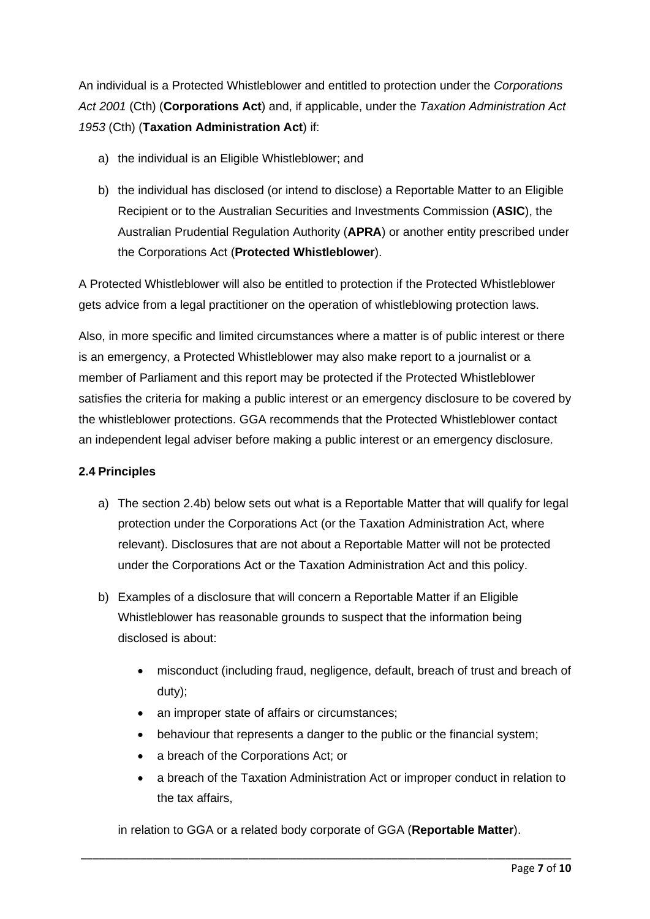An individual is a Protected Whistleblower and entitled to protection under the *Corporations Act 2001* (Cth) (**Corporations Act**) and, if applicable, under the *Taxation Administration Act 1953* (Cth) (**Taxation Administration Act**) if:

a) the individual is an Eligible Whistleblower; and

b) the individual has disclosed (or intend to disclose) a Reportable Matter to an Eligible Recipient or to the Australian Securities and Investments Commission (**ASIC**), the Australian Prudential Regulation Authority (**APRA**) or another entity prescribed under the Corporations Act (**Protected Whistleblower**).

A Protected Whistleblower will also be entitled to protection if the Protected Whistleblower gets advice from a legal practitioner on the operation of whistleblowing protection laws.

Also, in more specific and limited circumstances where a matter is of public interest or there is an emergency, a Protected Whistleblower may also make report to a journalist or a member of Parliament and this report may be protected if the Protected Whistleblower satisfies the criteria for making a public interest or an emergency disclosure to be covered by the whistleblower protections. GGA recommends that the Protected Whistleblower contact an independent legal adviser before making a public interest or an emergency disclosure.

### 2.4 Principles

a) The section 2.4b) below sets out what is a Reportable Matter that will qualify for legal protection under the Corporations Act (or the Taxation Administration Act, where relevant). Disclosures that are not about a Reportable Matter will not be protected under the Corporations Act or the Taxation Administration Act and this policy.

b) Examples of a disclosure that will concern a Reportable Matter if an Eligible Whistleblower has reasonable grounds to suspect that the information being disclosed is about:

   - misconduct (including fraud, negligence, default, breach of trust and breach of duty);
   - an improper state of affairs or circumstances;
   - behaviour that represents a danger to the public or the financial system;
   - a breach of the Corporations Act; or
   - a breach of the Taxation Administration Act or improper conduct in relation to the tax affairs,

   in relation to GGA or a related body corporate of GGA (**Reportable Matter**).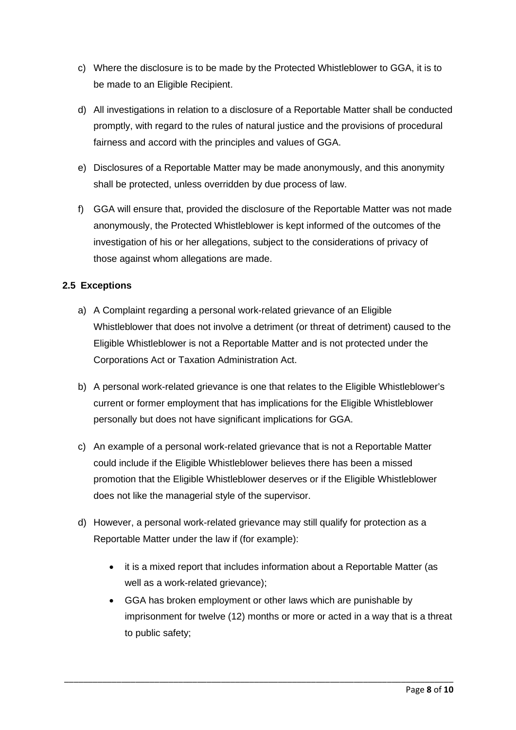c) Where the disclosure is to be made by the Protected Whistleblower to GGA, it is to be made to an Eligible Recipient.

d) All investigations in relation to a disclosure of a Reportable Matter shall be conducted promptly, with regard to the rules of natural justice and the provisions of procedural fairness and accord with the principles and values of GGA.

e) Disclosures of a Reportable Matter may be made anonymously, and this anonymity shall be protected, unless overridden by due process of law.

f) GGA will ensure that, provided the disclosure of the Reportable Matter was not made anonymously, the Protected Whistleblower is kept informed of the outcomes of the investigation of his or her allegations, subject to the considerations of privacy of those against whom allegations are made.

### 2.5 Exceptions

a) A Complaint regarding a personal work-related grievance of an Eligible Whistleblower that does not involve a detriment (or threat of detriment) caused to the Eligible Whistleblower is not a Reportable Matter and is not protected under the Corporations Act or Taxation Administration Act.

b) A personal work-related grievance is one that relates to the Eligible Whistleblower's current or former employment that has implications for the Eligible Whistleblower personally but does not have significant implications for GGA.

c) An example of a personal work-related grievance that is not a Reportable Matter could include if the Eligible Whistleblower believes there has been a missed promotion that the Eligible Whistleblower deserves or if the Eligible Whistleblower does not like the managerial style of the supervisor.

d) However, a personal work-related grievance may still qualify for protection as a Reportable Matter under the law if (for example):

- it is a mixed report that includes information about a Reportable Matter (as well as a work-related grievance);
- GGA has broken employment or other laws which are punishable by imprisonment for twelve (12) months or more or acted in a way that is a threat to public safety;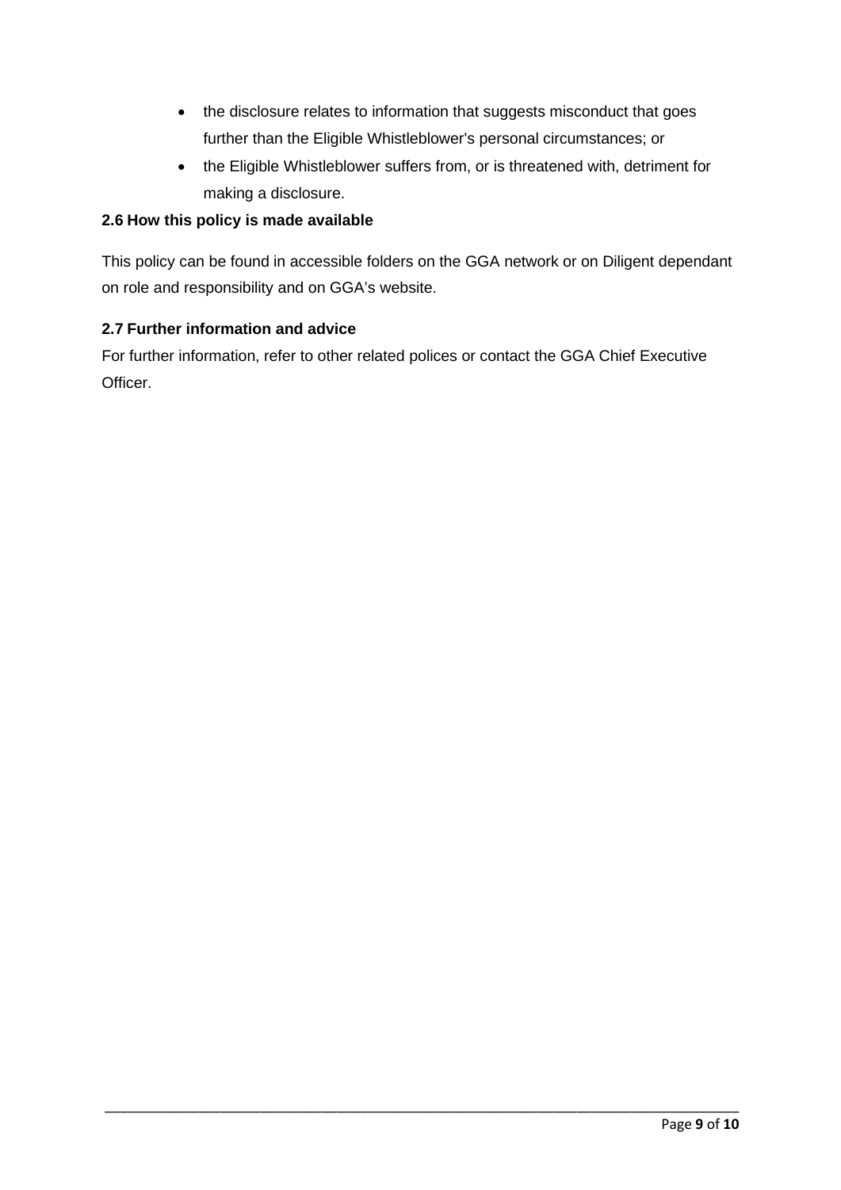- the disclosure relates to information that suggests misconduct that goes further than the Eligible Whistleblower's personal circumstances; or
- the Eligible Whistleblower suffers from, or is threatened with, detriment for making a disclosure.

### 2.6 How this policy is made available

This policy can be found in accessible folders on the GGA network or on Diligent dependant on role and responsibility and on GGA's website.

### 2.7 Further information and advice

For further information, refer to other related polices or contact the GGA Chief Executive Officer.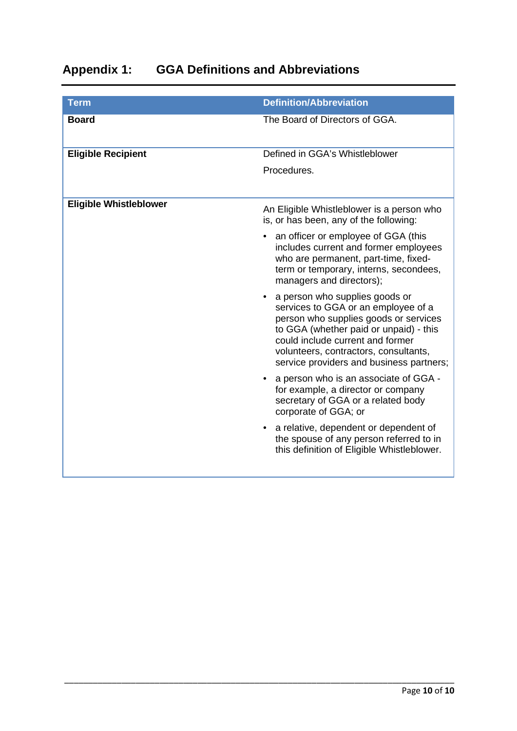## Appendix 1: GGA Definitions and Abbreviations

| Term | Definition/Abbreviation |
|---|---|
| **Board** | The Board of Directors of GGA. |
| **Eligible Recipient** | Defined in GGA's Whistleblower Procedures. |
| **Eligible Whistleblower** | An Eligible Whistleblower is a person who is, or has been, any of the following: <br>• an officer or employee of GGA (this includes current and former employees who are permanent, part-time, fixed-term or temporary, interns, secondees, managers and directors); <br>• a person who supplies goods or services to GGA or an employee of a person who supplies goods or services to GGA (whether paid or unpaid) - this could include current and former volunteers, contractors, consultants, service providers and business partners; <br>• a person who is an associate of GGA - for example, a director or company secretary of GGA or a related body corporate of GGA; or <br>• a relative, dependent or dependent of the spouse of any person referred to in this definition of Eligible Whistleblower. |